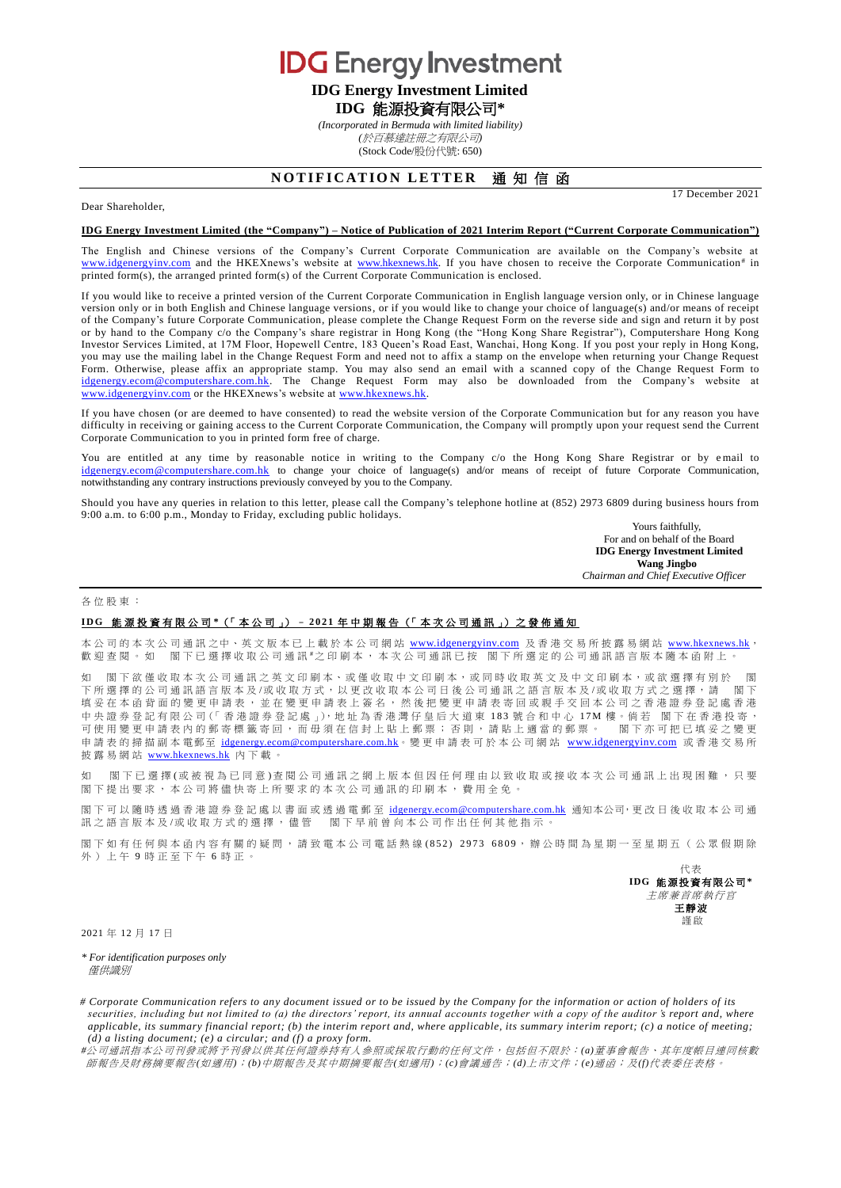# IDG Energy Investment

**IDG Energy Investment Limited**

**IDG 能源投資有限公司***

*(Incorporated in Bermuda with limited liability)*

*(於百慕達註冊之有限公司)*

(Stock Code/股份代號: 650)

## NOTIFICATION LETTER 通知信函

17 December 2021

Dear Shareholder,

**IDG Energy Investment Limited (the "Company") – Notice of Publication of 2021 Interim Report ("Current Corporate Communication")**

The English and Chinese versions of the Company's Current Corporate Communication are available on the Company's website at www.idgenergyinv.com and the HKEXnews's website at www.hkexnews.hk. If you have chosen to receive the Corporate Communication# in printed form(s), the arranged printed form(s) of the Current Corporate Communication is enclosed.

If you would like to receive a printed version of the Current Corporate Communication in English language version only, or in Chinese language version only or in both English and Chinese language versions, or if you would like to change your choice of language(s) and/or means of receipt of the Company's future Corporate Communication, please complete the Change Request Form on the reverse side and sign and return it by post or by hand to the Company c/o the Company's share registrar in Hong Kong (the "Hong Kong Share Registrar"), Computershare Hong Kong Investor Services Limited, at 17M Floor, Hopewell Centre, 183 Queen's Road East, Wanchai, Hong Kong. If you post your reply in Hong Kong, you may use the mailing label in the Change Request Form and need not to affix a stamp on the envelope when returning your Change Request Form. Otherwise, please affix an appropriate stamp. You may also send an email with a scanned copy of the Change Request Form to idgenergy.ecom@computershare.com.hk. The Change Request Form may also be downloaded from the Company's website at www.idgenergyinv.com or the HKEXnews's website at www.hkexnews.hk.

If you have chosen (or are deemed to have consented) to read the website version of the Corporate Communication but for any reason you have difficulty in receiving or gaining access to the Current Corporate Communication, the Company will promptly upon your request send the Current Corporate Communication to you in printed form free of charge.

You are entitled at any time by reasonable notice in writing to the Company c/o the Hong Kong Share Registrar or by email to idgenergy.ecom@computershare.com.hk to change your choice of language(s) and/or means of receipt of future Corporate Communication, notwithstanding any contrary instructions previously conveyed by you to the Company.

Should you have any queries in relation to this letter, please call the Company's telephone hotline at (852) 2973 6809 during business hours from 9:00 a.m. to 6:00 p.m., Monday to Friday, excluding public holidays.

Yours faithfully,
For and on behalf of the Board
**IDG Energy Investment Limited**
**Wang Jingbo**
*Chairman and Chief Executive Officer*

---

各位股東：

**IDG 能源投資有限公司*（「本公司」）– 2021 年中期報告（「本次公司通訊」）之發佈通知**

本公司的本次公司通訊之中、英文版本已上載於本公司網站 www.idgenergyinv.com 及香港交易所披露易網站 www.hkexnews.hk，歡迎查閱。如 閣下已選擇收取公司通訊#之印刷本，本次公司通訊已按 閣下所選定的公司通訊語言版本隨本函附上。

如 閣下欲僅收取本次公司通訊之英文印刷本、或僅收取中文印刷本，或同時收取英文及中文印刷本，或欲選擇有別於 閣下所選擇的公司通訊語言版本及/或收取方式，以更改收取本公司日後公司通訊之語言版本及/或收取方式之選擇，請 閣下填妥在本函背面的變更申請表，並在變更申請表上簽名，然後把變更申請表寄回或親手交回本公司之香港證券登記處香港中央證券登記有限公司(「香港證券登記處」)，地址為香港灣仔皇后大道東 183 號合和中心 17M 樓。倘若 閣下在香港投寄，可使用變更申請表內的郵寄標籤寄回，而毋須在信封上貼上郵票；否則，請貼上適當的郵票。 閣下亦可把已填妥之變更申請表的掃描副本電郵至 idgenergy.ecom@computershare.com.hk。變更申請表可於本公司網站 www.idgenergyinv.com 或香港交易所披露易網站 www.hkexnews.hk 內下載。

如 閣下已選擇(或被視為已同意)查閱公司通訊之網上版本但因任何理由以致收取或接收本次公司通訊上出現困難，只要 閣下提出要求，本公司將儘快寄上所要求的本次公司通訊的印刷本，費用全免。

閣下可以隨時透過香港證券登記處以書面或透過電郵至 idgenergy.ecom@computershare.com.hk 通知本公司，更改日後收取本公司通訊之語言版本及/或收取方式的選擇，儘管 閣下早前曾向本公司作出任何其他指示。

閣下如有任何與本函內容有關的疑問，請致電本公司電話熱線(852) 2973 6809，辦公時間為星期一至星期五（公眾假期除外）上午 9 時正至下午 6 時正。

代表
**IDG 能源投資有限公司***
*主席兼首席執行官*
**王靜波**
謹啟

2021 年 12 月 17 日

*\* For identification purposes only*
*僅供識別*

*# Corporate Communication refers to any document issued or to be issued by the Company for the information or action of holders of its securities, including but not limited to (a) the directors' report, its annual accounts together with a copy of the auditor's report and, where applicable, its summary financial report; (b) the interim report and, where applicable, its summary interim report; (c) a notice of meeting; (d) a listing document; (e) a circular; and (f) a proxy form.*

*#公司通訊指本公司刊發或將予刊發以供其任何證券持有人參照或採取行動的任何文件，包括但不限於：(a)董事會報告、其年度帳目連同核數師報告及財務摘要報告(如適用)；(b)中期報告及其中期摘要報告(如適用)；(c)會議通告；(d)上市文件；(e)通函；及(f)代表委任表格。*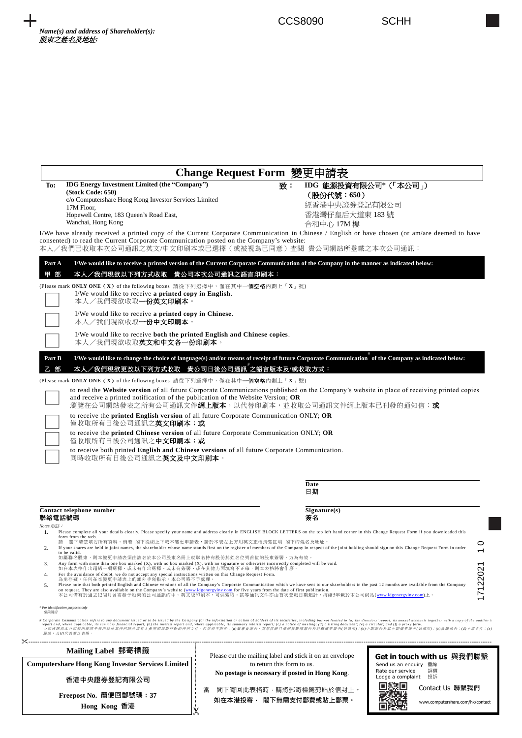CCS8090 SCHH

*Name(s) and address of Shareholder(s):*
*股東之姓名及地址:*

# Change Request Form 變更申請表

**To: IDG Energy Investment Limited (the "Company")**
**(Stock Code: 650)**
c/o Computershare Hong Kong Investor Services Limited
17M Floor,
Hopewell Centre, 183 Queen's Road East,
Wanchai, Hong Kong

**致： IDG 能源投資有限公司*（「本公司」）**
**（股份代號：650）**
經香港中央證券登記有限公司
香港灣仔皇后大道東 183 號
合和中心 17M 樓

I/We have already received a printed copy of the Current Corporate Communication in Chinese / English or have chosen (or am/are deemed to have consented) to read the Current Corporate Communication posted on the Company's website:
本人／我們已收取本次公司通訊之英文/中文印刷本或已選擇（或被視為已同意）查閱 貴公司網站所登載之本次公司通訊：

**Part A I/We would like to receive a printed version of the Current Corporate Communication of the Company in the manner as indicated below:**
**甲 部 本人／我們現欲以下列方式收取 貴公司本次公司通訊之語言印刷本：**

(Please mark **ONLY ONE** (**X**) of the following boxes 請從下列選擇中，僅在其中**一個空格**內劃上「**X**」號)

☐ I/We would like to receive **a printed copy in English**.
本人／我們現欲收取**一份英文印刷本**。

☐ I/We would like to receive **a printed copy in Chinese**.
本人／我們現欲收取**一份中文印刷本**。

☐ I/We would like to receive **both the printed English and Chinese copies**.
本人／我們現欲收取**英文和中文各一份印刷本**。

**Part B I/We would like to change the choice of language(s) and/or means of receipt of future Corporate Communication# of the Company as indicated below:**
**乙 部 本人／我們現欲更改以下列方式收取 貴公司日後公司通訊#之語言版本及/或收取方式：**

(Please mark **ONLY ONE** (**X**) of the following boxes 請從下列選擇中，僅在其中**一個空格**內劃上「**X**」號)

☐ to read the **Website version** of all future Corporate Communications published on the Company's website in place of receiving printed copies and receive a printed notification of the publication of the Website Version; **OR**
瀏覽在公司網站發表之所有公司通訊文件**網上版本**，以代替印刷本，並收取公司通訊文件網上版本已刊發的通知信；**或**

☐ to receive the **printed English version** of all future Corporate Communication ONLY; **OR**
僅收取所有日後公司通訊之**英文印刷本；或**

☐ to receive the **printed Chinese version** of all future Corporate Communication ONLY; **OR**
僅收取所有日後公司通訊之**中文印刷本；或**

☐ to receive both printed **English and Chinese versions** of all future Corporate Communication.
同時收取所有日後公司通訊之**英文及中文印刷本**。

**Date**
**日期**

**Contact telephone number**
**聯絡電話號碼**

**Signature(s)**
**簽名**

*Notes 附註：*

1. Please complete all your details clearly. Please specify your name and address clearly in ENGLISH BLOCK LETTERS on the top left hand corner in this Change Request Form if you downloaded this form from the web.
請 閣下清楚填妥所有資料。倘若 閣下從網上下載本變更申請表，請於本表左上方用英文正楷清楚註明 閣下的姓名及地址。
2. If your shares are held in joint names, the shareholder whose name stands first on the register of members of the Company in respect of the joint holding should sign on this Change Request Form in order to be valid.
如屬聯名股東，則本變更申請表須由該名於本公司股東名冊上就聯名持有股份其姓名位列首位的股東簽署，方為有效。
3. Any form with more than one box marked (X), with no box marked (X), with no signature or otherwise incorrectly completed will be void.
如在本表格作出超過一項選擇、或未有作出選擇、或未有簽署、或在其他方面填寫不正確，則本表格將會作廢。
4. For the avoidance of doubt, we do not accept any special instructions written on this Change Request Form.
為免存疑，任何在本變更申請表上的額外手寫指示，本公司將不予處理。
5. Please note that both printed English and Chinese versions of all the Company's Corporate Communication which we have sent to our shareholders in the past 12 months are available from the Company on request. They are also available on the Company's website (www.idgenergyinv.com) for five years from the date of first publication.
本公司備有於過去12個月曾寄發予股東的公司通訊的中、英文版印刷本，可供索取。該等通訊文件亦由首次登載日期起計，持續5年載於本公司網站(www.idgenergyinv.com)上。

\* For identification purposes only
僅供識別

\# Corporate Communication refers to any document issued or to be issued by the Company for the information or action of holders of its securities, including but not limited to (a) the directors' report, its annual accounts together with a copy of the auditor's report and, where applicable, its summary financial report; (b) the interim report and, where applicable, its summary interim report; (c) a notice of meeting; (d) a listing document; (e) a circular; and (f) a proxy form.
公司通訊指本公司發出或將予發出以供其任何證券持有人參照或採取行動的任何文件，包括但不限於：(a)董事會報告、其年度帳目連同核數師報告及財務摘要報告(如適用)；(b)中期報告及其中期摘要報告(如適用)；(c)會議通告；(d)上市文件；(e)通函；及(f)代表委任表格。

17122021 10

**Mailing Label 郵寄標籤**

**Computershare Hong Kong Investor Services Limited**

**香港中央證券登記有限公司**

**Freepost No. 簡便回郵號碼：37**

**Hong Kong 香港**

Please cut the mailing label and stick it on an envelope to return this form to us.
**No postage is necessary if posted in Hong Kong.**

當 閣下寄回此表格時，請將郵寄標籤剪貼於信封上。
**如在本港投寄， 閣下無需支付郵費或貼上郵票。**

**Get in touch with us 與我們聯繫**
Send us an enquiry 查詢
Rate our service 評價
Lodge a complaint 投訴
Contact Us 聯繫我們
www.computershare.com/hk/contact